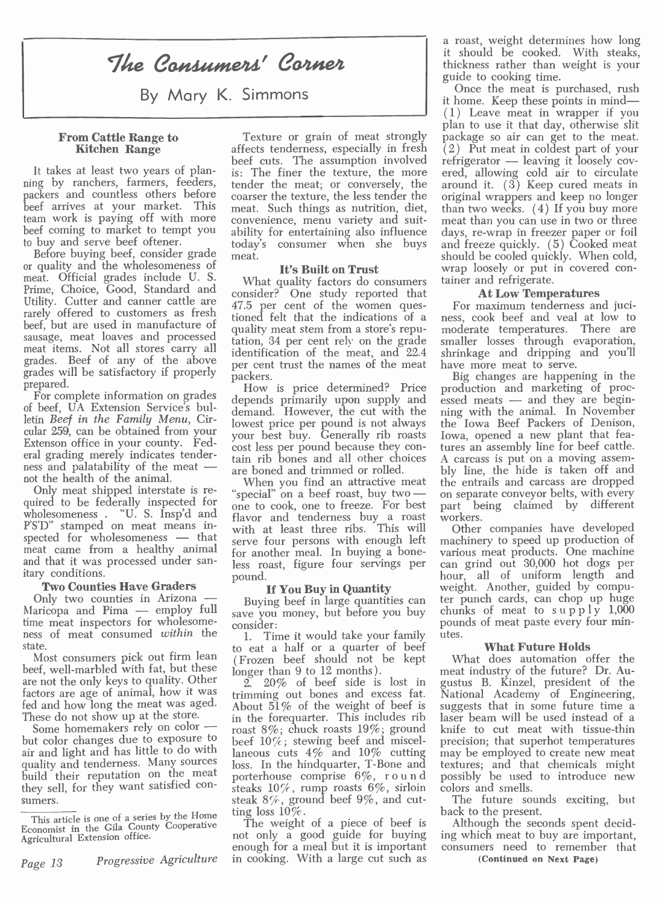# The Consumers' Corner

By Mary K. Simmons

### From Cattle Range to Kitchen Range

It takes at least two years of planning by ranchers, farmers, feeders, packers and countless others before beef arrives at your market. This team work is paying off with more beef coming to market to tempt you to buy and serve beef oftener.

Before buying beef, consider grade or quality and the wholesomeness of meat. Official grades include U. S. Prime, Choice, Good, Standard and Utility. Cutter and canner cattle are rarely offered to customers as fresh beef, but are used in manufacture of sausage, meat loaves and processed meat items. Not all stores carry all grades. Beef of any of the above grades will be satisfactory if properly prepared.

For complete information on grades of beef, UA Extension Service's bulletin *Beef in the Family Menu*, Circular 259, can be obtained from your Extenson office in your county. Federal grading merely indicates tenderness and palatability of the meat — not the health of the animal.

Only meat shipped interstate is required to be federally inspected for wholesomeness . "U. S. Insp'd and P'S'D" stamped on meat means inspected for wholesomeness — that meat came from a healthy animal and that it was processed under sanitary conditions.

### Two Counties Have Graders

Only two counties in Arizona — Maricopa and Pima — employ full time meat inspectors for wholesomeness of meat consumed *within* the state.

Most consumers pick out firm lean beef, well-marbled with fat, but these are not the only keys to quality. Other factors are age of animal, how it was fed and how long the meat was aged. These do not show up at the store.

Some homemakers rely on color — but color changes due to exposure to air and light and has little to do with quality and tenderness. Many sources build their reputation on the meat they sell, for they want satisfied consumers.

Texture or grain of meat strongly affects tenderness, especially in fresh beef cuts. The assumption involved is: The finer the texture, the more tender the meat; or conversely, the coarser the texture, the less tender the meat. Such things as nutrition, diet, convenience, menu variety and suitability for entertaining also influence today's consumer when she buys meat.

### It's Built on Trust

What quality factors do consumers consider? One study reported that 47.5 per cent of the women questioned felt that the indications of a quality meat stem from a store's reputation, 34 per cent rely on the grade identification of the meat, and 22.4 per cent trust the names of the meat packers.

How is price determined? Price depends primarily upon supply and demand. However, the cut with the lowest price per pound is not always your best buy. Generally rib roasts cost less per pound because they contain rib bones and all other choices are boned and trimmed or rolled.

When you find an attractive meat "special" on a beef roast, buy two — one to cook, one to freeze. For best flavor and tenderness buy a roast with at least three ribs. This will serve four persons with enough left for another meal. In buying a boneless roast, figure four servings per pound.

### If You Buy in Quantity

Buying beef in large quantities can save you money, but before you buy consider:

1. Time it would take your family to eat a half or a quarter of beef (Frozen beef should not be kept longer than 9 to 12 months).
2. 20% of beef side is lost in trimming out bones and excess fat. About 51% of the weight of beef is in the forequarter. This includes rib roast 8%; chuck roasts 19%; ground beef 10%; stewing beef and miscellaneous cuts 4% and 10% cutting loss. In the hindquarter, T-Bone and porterhouse comprise 6%, round steaks 10%, rump roasts 6%, sirloin steak 8%, ground beef 9%, and cutting loss 10%.

The weight of a piece of beef is not only a good guide for buying enough for a meal but it is important in cooking. With a large cut such as a roast, weight determines how long it should be cooked. With steaks, thickness rather than weight is your guide to cooking time.

Once the meat is purchased, rush it home. Keep these points in mind— (1) Leave meat in wrapper if you plan to use it that day, otherwise slit package so air can get to the meat. (2) Put meat in coldest part of your refrigerator — leaving it loosely covered, allowing cold air to circulate around it. (3) Keep cured meats in original wrappers and keep no longer than two weeks. (4) If you buy more meat than you can use in two or three days, re-wrap in freezer paper or foil and freeze quickly. (5) Cooked meat should be cooled quickly. When cold, wrap loosely or put in covered container and refrigerate.

### At Low Temperatures

For maximum tenderness and juciness, cook beef and veal at low to moderate temperatures. There are smaller losses through evaporation, shrinkage and dripping and you'll have more meat to serve.

Big changes are happening in the production and marketing of processed meats — and they are beginning with the animal. In November the Iowa Beef Packers of Denison, Iowa, opened a new plant that features an assembly line for beef cattle. A carcass is put on a moving assembly line, the hide is taken off and the entrails and carcass are dropped on separate conveyor belts, with every part being claimed by different workers.

Other companies have developed machinery to speed up production of various meat products. One machine can grind out 30,000 hot dogs per hour, all of uniform length and weight. Another, guided by computer punch cards, can chop up huge chunks of meat to supply 1,000 pounds of meat paste every four minutes.

### What Future Holds

What does automation offer the meat industry of the future? Dr. Augustus B. Kinzel, president of the National Academy of Engineering, suggests that in some future time a laser beam will be used instead of a knife to cut meat with tissue-thin precision; that superhot temperatures may be employed to create new meat textures; and that chemicals might possibly be used to introduce new colors and smells.

The future sounds exciting, but back to the present.

Although the seconds spent deciding which meat to buy are important, consumers need to remember that

**(Continued on Next Page)**

---

This article is one of a series by the Home Economist in the Gila County Cooperative Agricultural Extension office.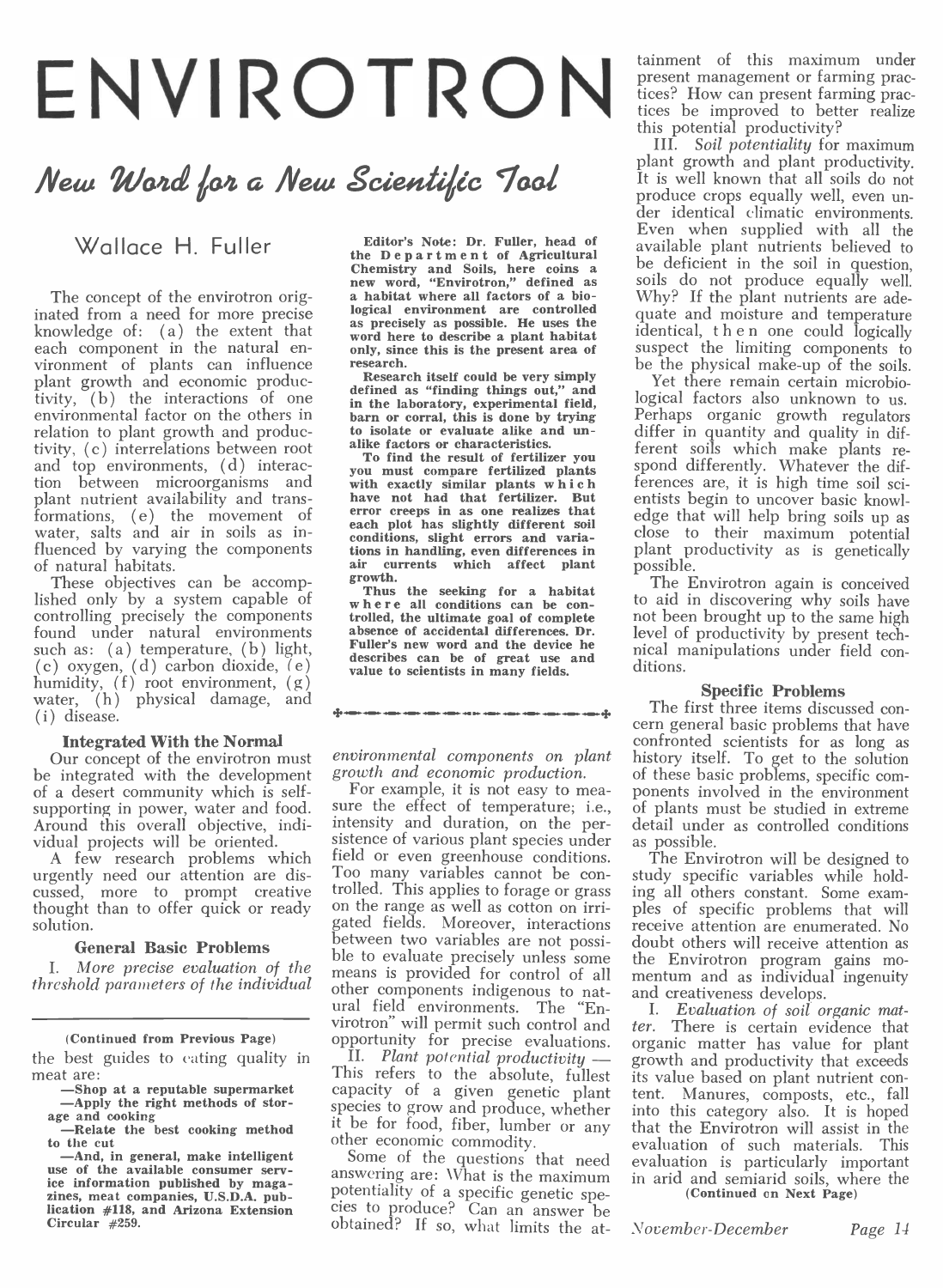# ENVIROTRON

## *New Word for a New Scientific Tool*

Wallace H. Fuller

**Editor's Note: Dr. Fuller, head of the Department of Agricultural Chemistry and Soils, here coins a new word, "Envirotron," defined as a habitat where all factors of a biological environment are controlled as precisely as possible. He uses the word here to describe a plant habitat only, since this is the present area of research.**

**Research itself could be very simply defined as "finding things out," and in the laboratory, experimental field, barn or corral, this is done by trying to isolate or evaluate alike and unalike factors or characteristics.**

**To find the result of fertilizer you you must compare fertilized plants with exactly similar plants which have not had that fertilizer. But error creeps in as one realizes that each plot has slightly different soil conditions, slight errors and variations in handling, even differences in air currents which affect plant growth.**

**Thus the seeking for a habitat where all conditions can be controlled, the ultimate goal of complete absence of accidental differences. Dr. Fuller's new word and the device he describes can be of great use and value to scientists in many fields.**

The concept of the envirotron originated from a need for more precise knowledge of: (a) the extent that each component in the natural environment of plants can influence plant growth and economic productivity, (b) the interactions of one environmental factor on the others in relation to plant growth and productivity, (c) interrelations between root and top environments, (d) interaction between microorganisms and plant nutrient availability and transformations, (e) the movement of water, salts and air in soils as influenced by varying the components of natural habitats.

These objectives can be accomplished only by a system capable of controlling precisely the components found under natural environments such as: (a) temperature, (b) light, (c) oxygen, (d) carbon dioxide, (e) humidity, (f) root environment, (g) water, (h) physical damage, and (i) disease.

### Integrated With the Normal

Our concept of the envirotron must be integrated with the development of a desert community which is self-supporting in power, water and food. Around this overall objective, individual projects will be oriented.

A few research problems which urgently need our attention are discussed, more to prompt creative thought than to offer quick or ready solution.

### General Basic Problems

I. *More precise evaluation of the threshold parameters of the individual environmental components on plant growth and economic production.*

For example, it is not easy to measure the effect of temperature; i.e., intensity and duration, on the persistence of various plant species under field or even greenhouse conditions. Too many variables cannot be controlled. This applies to forage or grass on the range as well as cotton on irrigated fields. Moreover, interactions between two variables are not possible to evaluate precisely unless some means is provided for control of all other components indigenous to natural field environments. The "Envirotron" will permit such control and opportunity for precise evaluations.

II. *Plant potential productivity* — This refers to the absolute, fullest capacity of a given genetic plant species to grow and produce, whether it be for food, fiber, lumber or any other economic commodity.

Some of the questions that need answering are: What is the maximum potentiality of a specific genetic species to produce? Can an answer be obtained? If so, what limits the attainment of this maximum under present management or farming practices? How can present farming practices be improved to better realize this potential productivity?

III. *Soil potentiality* for maximum plant growth and plant productivity. It is well known that all soils do not produce crops equally well, even under identical climatic environments. Even when supplied with all the available plant nutrients believed to be deficient in the soil in question, soils do not produce equally well. Why? If the plant nutrients are adequate and moisture and temperature identical, then one could logically suspect the limiting components to be the physical make-up of the soils.

Yet there remain certain microbiological factors also unknown to us. Perhaps organic growth regulators differ in quantity and quality in different soils which make plants respond differently. Whatever the differences are, it is high time soil scientists begin to uncover basic knowledge that will help bring soils up as close to their maximum potential plant productivity as is genetically possible.

The Envirotron again is conceived to aid in discovering why soils have not been brought up to the same high level of productivity by present technical manipulations under field conditions.

### Specific Problems

The first three items discussed concern general basic problems that have confronted scientists for as long as history itself. To get to the solution of these basic problems, specific components involved in the environment of plants must be studied in extreme detail under as controlled conditions as possible.

The Envirotron will be designed to study specific variables while holding all others constant. Some examples of specific problems that will receive attention are enumerated. No doubt others will receive attention as the Envirotron program gains momentum and as individual ingenuity and creativeness develops.

I. *Evaluation of soil organic matter.* There is certain evidence that organic matter has value for plant growth and productivity that exceeds its value based on plant nutrient content. Manures, composts, etc., fall into this category also. It is hoped that the Envirotron will assist in the evaluation of such materials. This evaluation is particularly important in arid and semiarid soils, where the

**(Continued on Next Page)**

---

**(Continued from Previous Page)**

the best guides to eating quality in meat are:

**—Shop at a reputable supermarket**

**—Apply the right methods of storage and cooking**

**—Relate the best cooking method to the cut**

**—And, in general, make intelligent use of the available consumer service information published by magazines, meat companies, U.S.D.A. publication #118, and Arizona Extension Circular #259.**